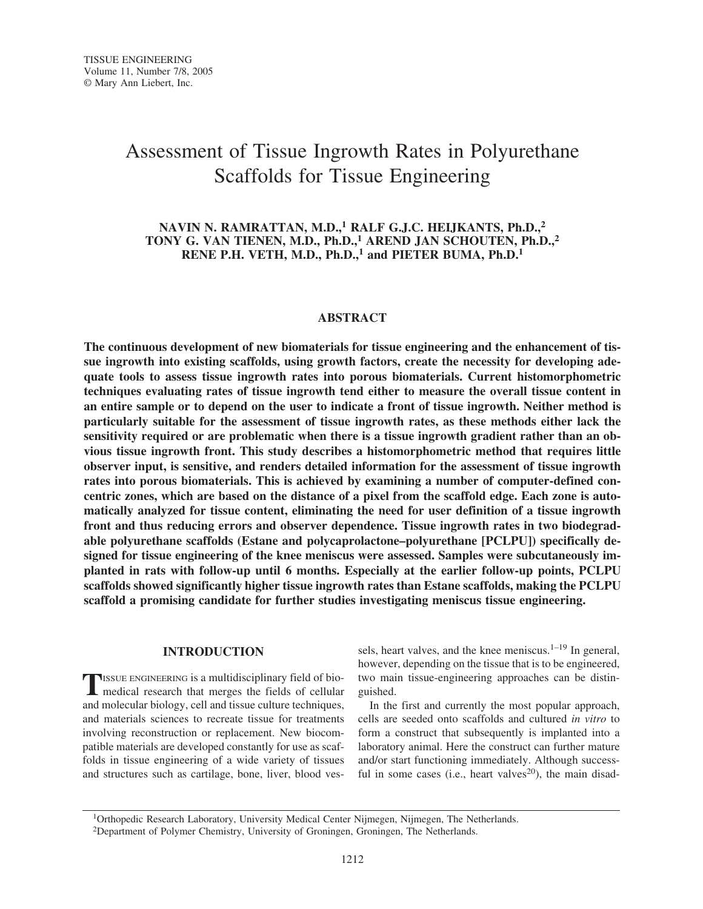# Assessment of Tissue Ingrowth Rates in Polyurethane Scaffolds for Tissue Engineering

**NAVIN N. RAMRATTAN, M.D.,[1] RALF G.J.C. HEIJKANTS, Ph.D.,[2] TONY G. VAN TIENEN, M.D., Ph.D.,[1] AREND JAN SCHOUTEN, Ph.D.,[2] RENE P.H. VETH, M.D., Ph.D.,[1] and PIETER BUMA, Ph.D.[1]**

## ABSTRACT

**The continuous development of new biomaterials for tissue engineering and the enhancement of tissue ingrowth into existing scaffolds, using growth factors, create the necessity for developing adequate tools to assess tissue ingrowth rates into porous biomaterials. Current histomorphometric techniques evaluating rates of tissue ingrowth tend either to measure the overall tissue content in an entire sample or to depend on the user to indicate a front of tissue ingrowth. Neither method is particularly suitable for the assessment of tissue ingrowth rates, as these methods either lack the sensitivity required or are problematic when there is a tissue ingrowth gradient rather than an obvious tissue ingrowth front. This study describes a histomorphometric method that requires little observer input, is sensitive, and renders detailed information for the assessment of tissue ingrowth rates into porous biomaterials. This is achieved by examining a number of computer-defined concentric zones, which are based on the distance of a pixel from the scaffold edge. Each zone is automatically analyzed for tissue content, eliminating the need for user definition of a tissue ingrowth front and thus reducing errors and observer dependence. Tissue ingrowth rates in two biodegradable polyurethane scaffolds (Estane and polycaprolactone–polyurethane [PCLPU]) specifically designed for tissue engineering of the knee meniscus were assessed. Samples were subcutaneously implanted in rats with follow-up until 6 months. Especially at the earlier follow-up points, PCLPU scaffolds showed significantly higher tissue ingrowth rates than Estane scaffolds, making the PCLPU scaffold a promising candidate for further studies investigating meniscus tissue engineering.**

## INTRODUCTION

Tissue engineering is a multidisciplinary field of biomedical research that merges the fields of cellular and molecular biology, cell and tissue culture techniques, and materials sciences to recreate tissue for treatments involving reconstruction or replacement. New biocompatible materials are developed constantly for use as scaffolds in tissue engineering of a wide variety of tissues and structures such as cartilage, bone, liver, blood vessels, heart valves, and the knee meniscus.[1–19] In general, however, depending on the tissue that is to be engineered, two main tissue-engineering approaches can be distinguished.

In the first and currently the most popular approach, cells are seeded onto scaffolds and cultured *in vitro* to form a construct that subsequently is implanted into a laboratory animal. Here the construct can further mature and/or start functioning immediately. Although successful in some cases (i.e., heart valves[20]), the main disad-

[1]Orthopedic Research Laboratory, University Medical Center Nijmegen, Nijmegen, The Netherlands.
[2]Department of Polymer Chemistry, University of Groningen, Groningen, The Netherlands.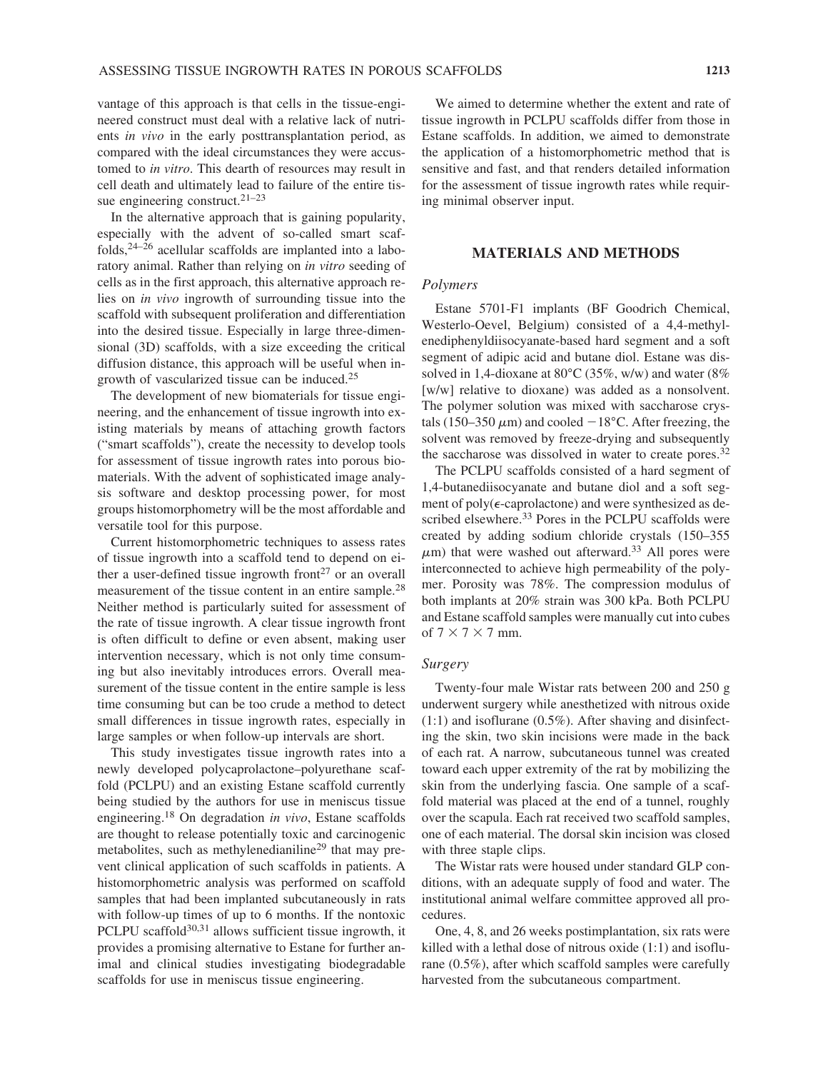vantage of this approach is that cells in the tissue-engineered construct must deal with a relative lack of nutrients *in vivo* in the early posttransplantation period, as compared with the ideal circumstances they were accustomed to *in vitro*. This dearth of resources may result in cell death and ultimately lead to failure of the entire tissue engineering construct.[21–23]

In the alternative approach that is gaining popularity, especially with the advent of so-called smart scaffolds,[24–26] acellular scaffolds are implanted into a laboratory animal. Rather than relying on *in vitro* seeding of cells as in the first approach, this alternative approach relies on *in vivo* ingrowth of surrounding tissue into the scaffold with subsequent proliferation and differentiation into the desired tissue. Especially in large three-dimensional (3D) scaffolds, with a size exceeding the critical diffusion distance, this approach will be useful when ingrowth of vascularized tissue can be induced.[25]

The development of new biomaterials for tissue engineering, and the enhancement of tissue ingrowth into existing materials by means of attaching growth factors ("smart scaffolds"), create the necessity to develop tools for assessment of tissue ingrowth rates into porous biomaterials. With the advent of sophisticated image analysis software and desktop processing power, for most groups histomorphometry will be the most affordable and versatile tool for this purpose.

Current histomorphometric techniques to assess rates of tissue ingrowth into a scaffold tend to depend on either a user-defined tissue ingrowth front[27] or an overall measurement of the tissue content in an entire sample.[28] Neither method is particularly suited for assessment of the rate of tissue ingrowth. A clear tissue ingrowth front is often difficult to define or even absent, making user intervention necessary, which is not only time consuming but also inevitably introduces errors. Overall measurement of the tissue content in the entire sample is less time consuming but can be too crude a method to detect small differences in tissue ingrowth rates, especially in large samples or when follow-up intervals are short.

This study investigates tissue ingrowth rates into a newly developed polycaprolactone–polyurethane scaffold (PCLPU) and an existing Estane scaffold currently being studied by the authors for use in meniscus tissue engineering.[18] On degradation *in vivo*, Estane scaffolds are thought to release potentially toxic and carcinogenic metabolites, such as methylenedianiline[29] that may prevent clinical application of such scaffolds in patients. A histomorphometric analysis was performed on scaffold samples that had been implanted subcutaneously in rats with follow-up times of up to 6 months. If the nontoxic PCLPU scaffold[30,31] allows sufficient tissue ingrowth, it provides a promising alternative to Estane for further animal and clinical studies investigating biodegradable scaffolds for use in meniscus tissue engineering.

We aimed to determine whether the extent and rate of tissue ingrowth in PCLPU scaffolds differ from those in Estane scaffolds. In addition, we aimed to demonstrate the application of a histomorphometric method that is sensitive and fast, and that renders detailed information for the assessment of tissue ingrowth rates while requiring minimal observer input.

## MATERIALS AND METHODS

### *Polymers*

Estane 5701-F1 implants (BF Goodrich Chemical, Westerlo-Oevel, Belgium) consisted of a 4,4-methylenediphenyldiisocyanate-based hard segment and a soft segment of adipic acid and butane diol. Estane was dissolved in 1,4-dioxane at 80°C (35%, w/w) and water (8% [w/w] relative to dioxane) was added as a nonsolvent. The polymer solution was mixed with saccharose crystals (150–350 $\mu$m) and cooled −18°C. After freezing, the solvent was removed by freeze-drying and subsequently the saccharose was dissolved in water to create pores.[32]

The PCLPU scaffolds consisted of a hard segment of 1,4-butanediisocyanate and butane diol and a soft segment of poly($\epsilon$-caprolactone) and were synthesized as described elsewhere.[33] Pores in the PCLPU scaffolds were created by adding sodium chloride crystals (150–355 $\mu$m) that were washed out afterward.[33] All pores were interconnected to achieve high permeability of the polymer. Porosity was 78%. The compression modulus of both implants at 20% strain was 300 kPa. Both PCLPU and Estane scaffold samples were manually cut into cubes of $7 \times 7 \times 7$ mm.

### *Surgery*

Twenty-four male Wistar rats between 200 and 250 g underwent surgery while anesthetized with nitrous oxide (1:1) and isoflurane (0.5%). After shaving and disinfecting the skin, two skin incisions were made in the back of each rat. A narrow, subcutaneous tunnel was created toward each upper extremity of the rat by mobilizing the skin from the underlying fascia. One sample of a scaffold material was placed at the end of a tunnel, roughly over the scapula. Each rat received two scaffold samples, one of each material. The dorsal skin incision was closed with three staple clips.

The Wistar rats were housed under standard GLP conditions, with an adequate supply of food and water. The institutional animal welfare committee approved all procedures.

One, 4, 8, and 26 weeks postimplantation, six rats were killed with a lethal dose of nitrous oxide (1:1) and isoflurane (0.5%), after which scaffold samples were carefully harvested from the subcutaneous compartment.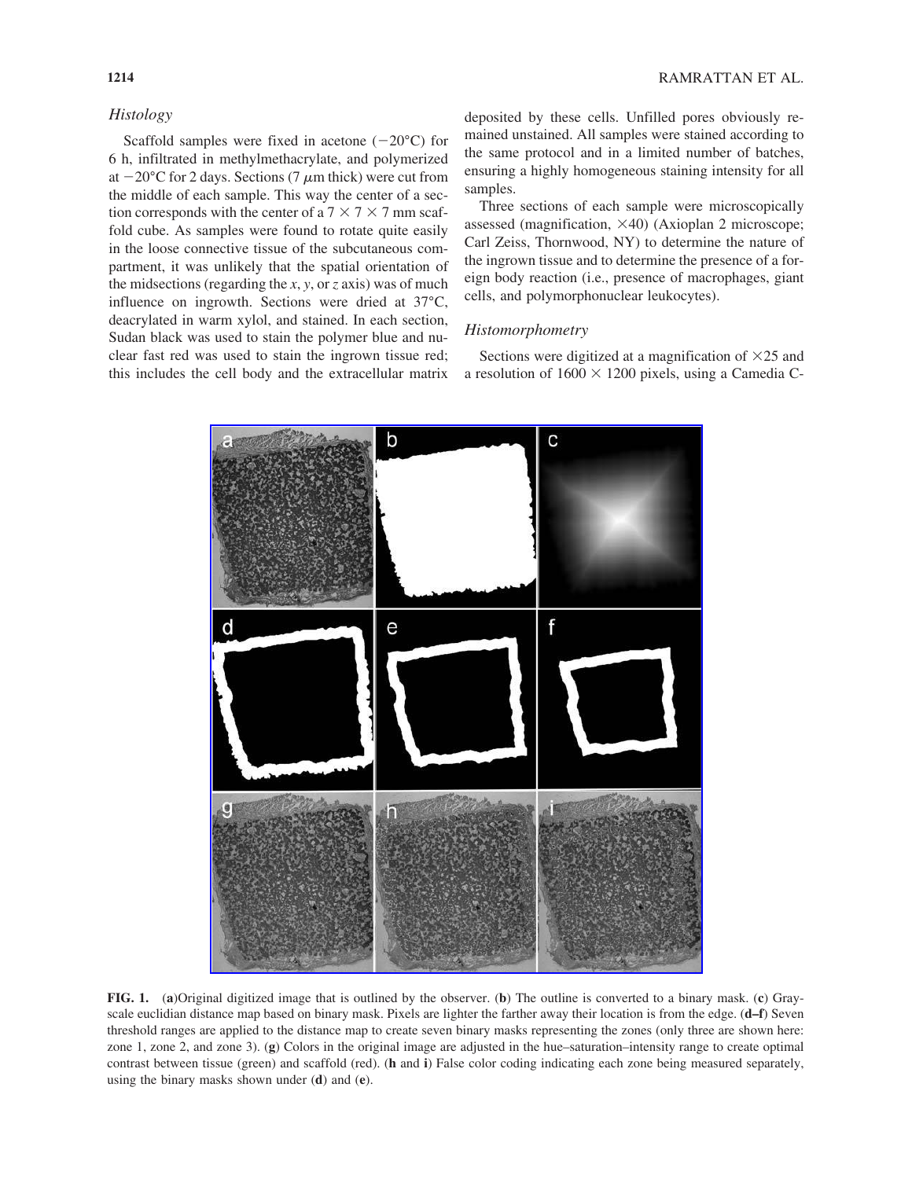### *Histology*

Scaffold samples were fixed in acetone (−20°C) for 6 h, infiltrated in methylmethacrylate, and polymerized at −20°C for 2 days. Sections (7 μm thick) were cut from the middle of each sample. This way the center of a section corresponds with the center of a 7 × 7 × 7 mm scaffold cube. As samples were found to rotate quite easily in the loose connective tissue of the subcutaneous compartment, it was unlikely that the spatial orientation of the midsections (regarding the *x*, *y*, or *z* axis) was of much influence on ingrowth. Sections were dried at 37°C, deacrylated in warm xylol, and stained. In each section, Sudan black was used to stain the polymer blue and nuclear fast red was used to stain the ingrown tissue red; this includes the cell body and the extracellular matrix deposited by these cells. Unfilled pores obviously remained unstained. All samples were stained according to the same protocol and in a limited number of batches, ensuring a highly homogeneous staining intensity for all samples.

Three sections of each sample were microscopically assessed (magnification, ×40) (Axioplan 2 microscope; Carl Zeiss, Thornwood, NY) to determine the nature of the ingrown tissue and to determine the presence of a foreign body reaction (i.e., presence of macrophages, giant cells, and polymorphonuclear leukocytes).

### *Histomorphometry*

Sections were digitized at a magnification of ×25 and a resolution of 1600 × 1200 pixels, using a Camedia C-

**FIG. 1.** (**a**)Original digitized image that is outlined by the observer. (**b**) The outline is converted to a binary mask. (**c**) Gray-scale euclidian distance map based on binary mask. Pixels are lighter the farther away their location is from the edge. (**d–f**) Seven threshold ranges are applied to the distance map to create seven binary masks representing the zones (only three are shown here: zone 1, zone 2, and zone 3). (**g**) Colors in the original image are adjusted in the hue–saturation–intensity range to create optimal contrast between tissue (green) and scaffold (red). (**h** and **i**) False color coding indicating each zone being measured separately, using the binary masks shown under (**d**) and (**e**).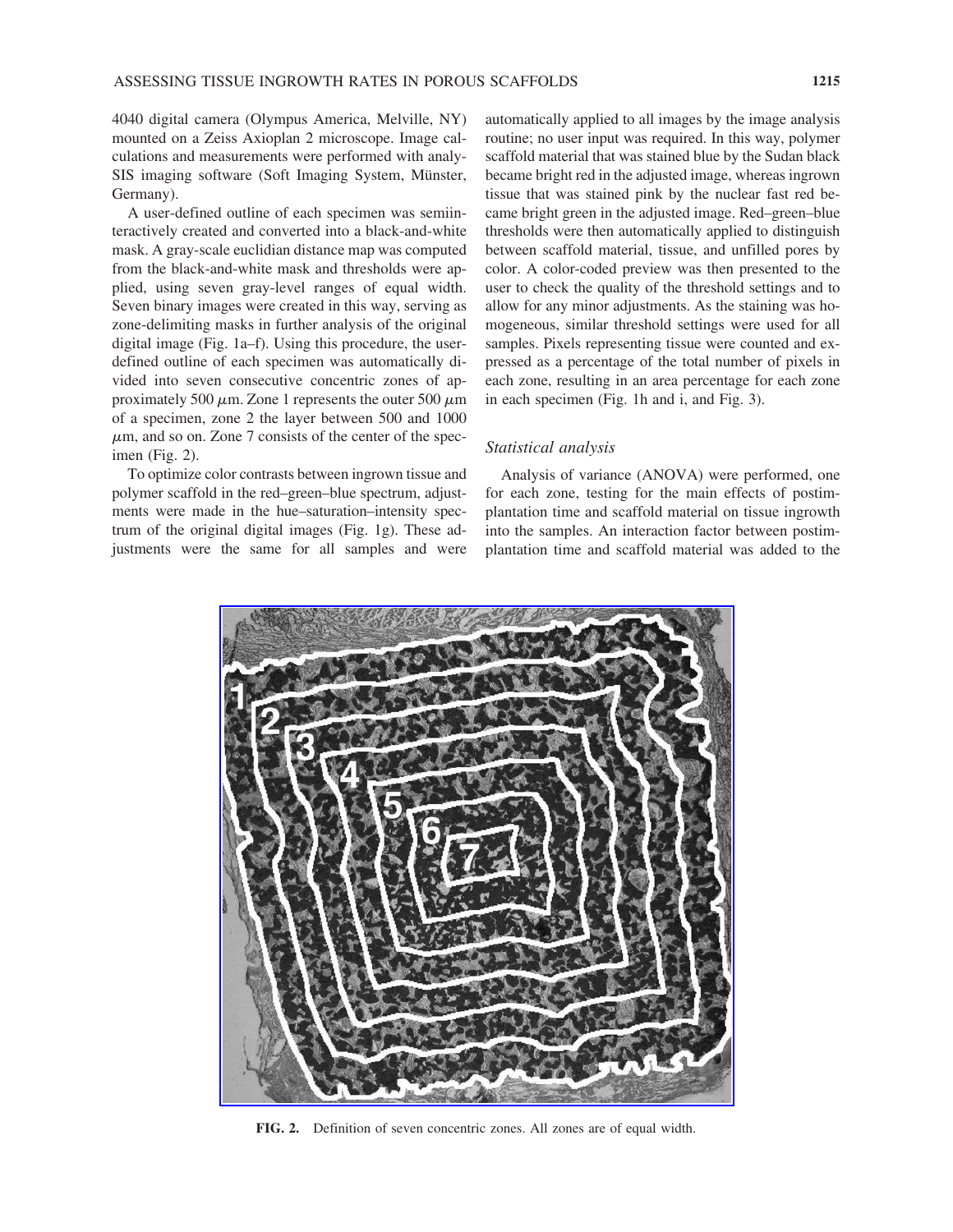4040 digital camera (Olympus America, Melville, NY) mounted on a Zeiss Axioplan 2 microscope. Image calculations and measurements were performed with analySIS imaging software (Soft Imaging System, Münster, Germany).

A user-defined outline of each specimen was semiinteractively created and converted into a black-and-white mask. A gray-scale euclidian distance map was computed from the black-and-white mask and thresholds were applied, using seven gray-level ranges of equal width. Seven binary images were created in this way, serving as zone-delimiting masks in further analysis of the original digital image (Fig. 1a–f). Using this procedure, the user-defined outline of each specimen was automatically divided into seven consecutive concentric zones of approximately 500 $\mu$m. Zone 1 represents the outer 500 $\mu$m of a specimen, zone 2 the layer between 500 and 1000 $\mu$m, and so on. Zone 7 consists of the center of the specimen (Fig. 2).

To optimize color contrasts between ingrown tissue and polymer scaffold in the red–green–blue spectrum, adjustments were made in the hue–saturation–intensity spectrum of the original digital images (Fig. 1g). These adjustments were the same for all samples and were automatically applied to all images by the image analysis routine; no user input was required. In this way, polymer scaffold material that was stained blue by the Sudan black became bright red in the adjusted image, whereas ingrown tissue that was stained pink by the nuclear fast red became bright green in the adjusted image. Red–green–blue thresholds were then automatically applied to distinguish between scaffold material, tissue, and unfilled pores by color. A color-coded preview was then presented to the user to check the quality of the threshold settings and to allow for any minor adjustments. As the staining was homogeneous, similar threshold settings were used for all samples. Pixels representing tissue were counted and expressed as a percentage of the total number of pixels in each zone, resulting in an area percentage for each zone in each specimen (Fig. 1h and i, and Fig. 3).

### *Statistical analysis*

Analysis of variance (ANOVA) were performed, one for each zone, testing for the main effects of postimplantation time and scaffold material on tissue ingrowth into the samples. An interaction factor between postimplantation time and scaffold material was added to the

**FIG. 2.** Definition of seven concentric zones. All zones are of equal width.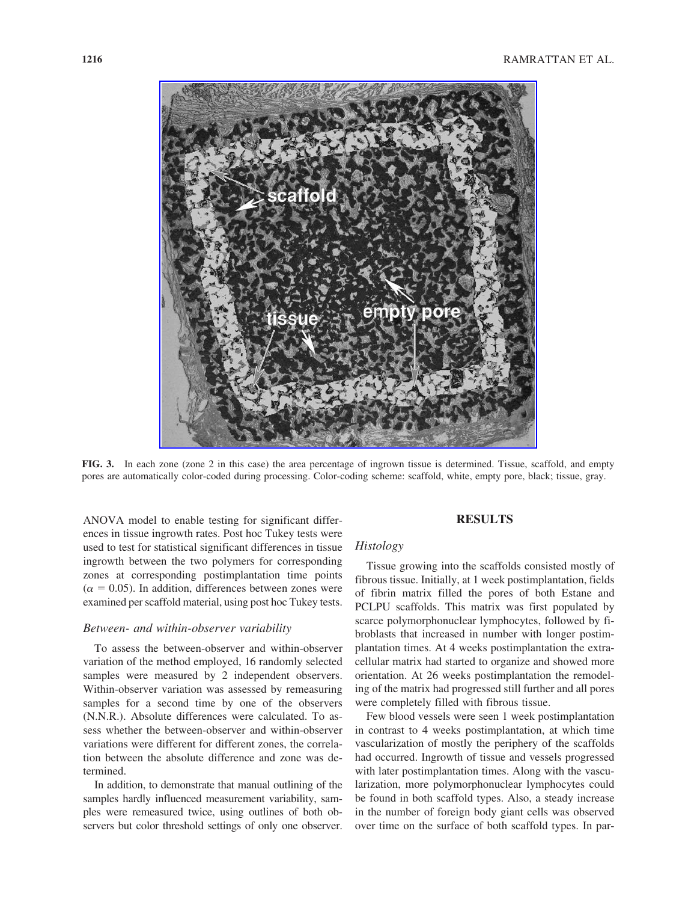**FIG. 3.** In each zone (zone 2 in this case) the area percentage of ingrown tissue is determined. Tissue, scaffold, and empty pores are automatically color-coded during processing. Color-coding scheme: scaffold, white, empty pore, black; tissue, gray.

ANOVA model to enable testing for significant differences in tissue ingrowth rates. Post hoc Tukey tests were used to test for statistical significant differences in tissue ingrowth between the two polymers for corresponding zones at corresponding postimplantation time points ($\alpha = 0.05$). In addition, differences between zones were examined per scaffold material, using post hoc Tukey tests.

### *Between- and within-observer variability*

To assess the between-observer and within-observer variation of the method employed, 16 randomly selected samples were measured by 2 independent observers. Within-observer variation was assessed by remeasuring samples for a second time by one of the observers (N.N.R.). Absolute differences were calculated. To assess whether the between-observer and within-observer variations were different for different zones, the correlation between the absolute difference and zone was determined.

In addition, to demonstrate that manual outlining of the samples hardly influenced measurement variability, samples were remeasured twice, using outlines of both observers but color threshold settings of only one observer.

## RESULTS

### *Histology*

Tissue growing into the scaffolds consisted mostly of fibrous tissue. Initially, at 1 week postimplantation, fields of fibrin matrix filled the pores of both Estane and PCLPU scaffolds. This matrix was first populated by scarce polymorphonuclear lymphocytes, followed by fibroblasts that increased in number with longer postimplantation times. At 4 weeks postimplantation the extracellular matrix had started to organize and showed more orientation. At 26 weeks postimplantation the remodeling of the matrix had progressed still further and all pores were completely filled with fibrous tissue.

Few blood vessels were seen 1 week postimplantation in contrast to 4 weeks postimplantation, at which time vascularization of mostly the periphery of the scaffolds had occurred. Ingrowth of tissue and vessels progressed with later postimplantation times. Along with the vascularization, more polymorphonuclear lymphocytes could be found in both scaffold types. Also, a steady increase in the number of foreign body giant cells was observed over time on the surface of both scaffold types. In par-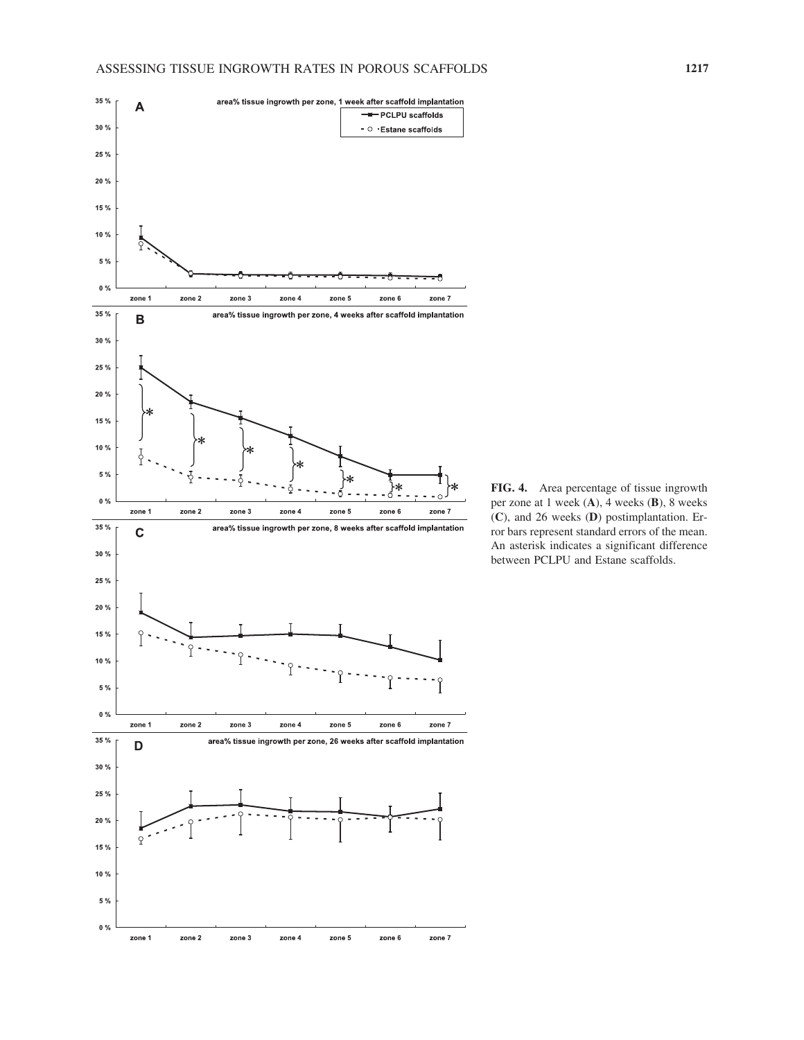**FIG. 4.** Area percentage of tissue ingrowth per zone at 1 week (**A**), 4 weeks (**B**), 8 weeks (**C**), and 26 weeks (**D**) postimplantation. Error bars represent standard errors of the mean. An asterisk indicates a significant difference between PCLPU and Estane scaffolds.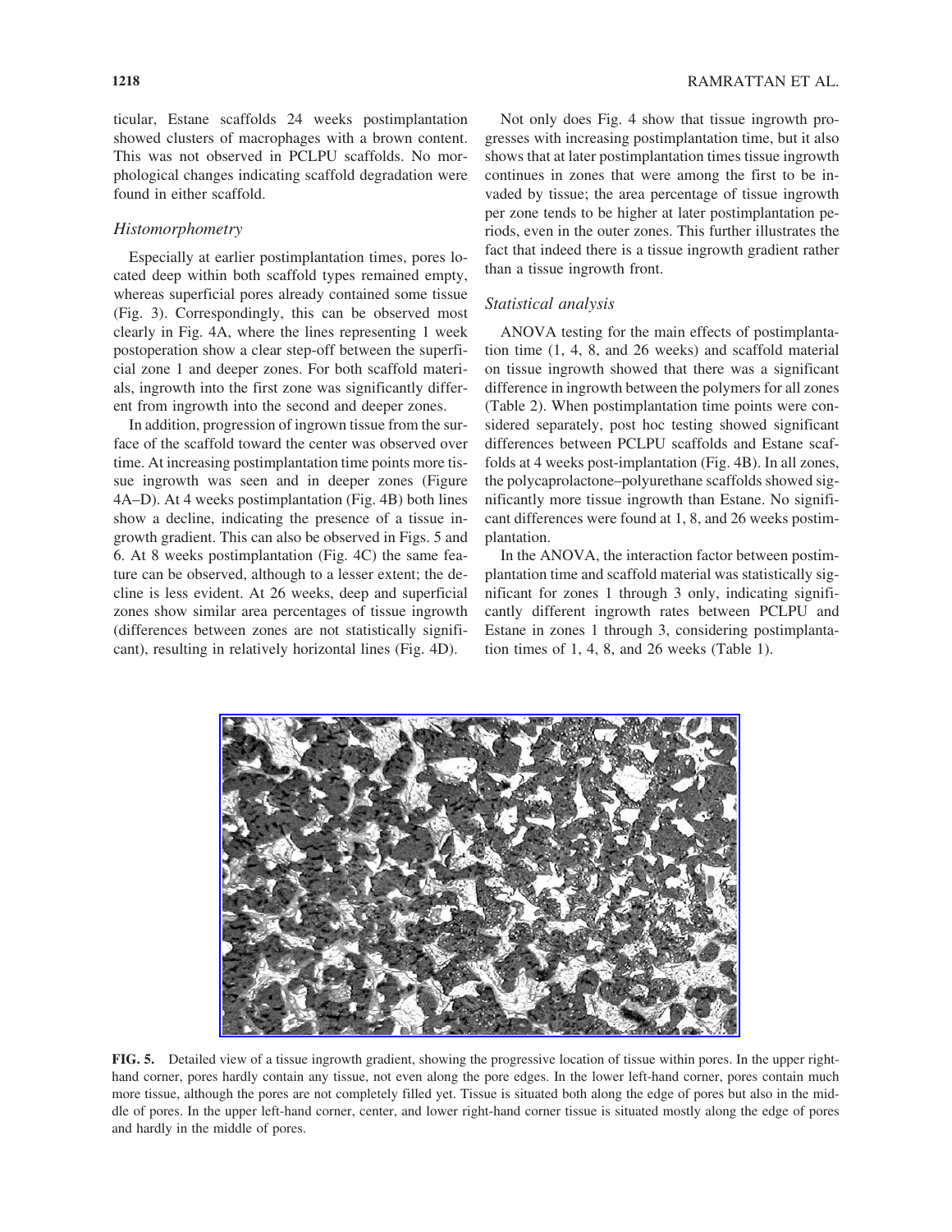ticular, Estane scaffolds 24 weeks postimplantation showed clusters of macrophages with a brown content. This was not observed in PCLPU scaffolds. No morphological changes indicating scaffold degradation were found in either scaffold.

### *Histomorphometry*

Especially at earlier postimplantation times, pores located deep within both scaffold types remained empty, whereas superficial pores already contained some tissue (Fig. 3). Correspondingly, this can be observed most clearly in Fig. 4A, where the lines representing 1 week postoperation show a clear step-off between the superficial zone 1 and deeper zones. For both scaffold materials, ingrowth into the first zone was significantly different from ingrowth into the second and deeper zones.

In addition, progression of ingrown tissue from the surface of the scaffold toward the center was observed over time. At increasing postimplantation time points more tissue ingrowth was seen and in deeper zones (Figure 4A–D). At 4 weeks postimplantation (Fig. 4B) both lines show a decline, indicating the presence of a tissue ingrowth gradient. This can also be observed in Figs. 5 and 6. At 8 weeks postimplantation (Fig. 4C) the same feature can be observed, although to a lesser extent; the decline is less evident. At 26 weeks, deep and superficial zones show similar area percentages of tissue ingrowth (differences between zones are not statistically significant), resulting in relatively horizontal lines (Fig. 4D).

Not only does Fig. 4 show that tissue ingrowth progresses with increasing postimplantation time, but it also shows that at later postimplantation times tissue ingrowth continues in zones that were among the first to be invaded by tissue; the area percentage of tissue ingrowth per zone tends to be higher at later postimplantation periods, even in the outer zones. This further illustrates the fact that indeed there is a tissue ingrowth gradient rather than a tissue ingrowth front.

### *Statistical analysis*

ANOVA testing for the main effects of postimplantation time (1, 4, 8, and 26 weeks) and scaffold material on tissue ingrowth showed that there was a significant difference in ingrowth between the polymers for all zones (Table 2). When postimplantation time points were considered separately, post hoc testing showed significant differences between PCLPU scaffolds and Estane scaffolds at 4 weeks post-implantation (Fig. 4B). In all zones, the polycaprolactone–polyurethane scaffolds showed significantly more tissue ingrowth than Estane. No significant differences were found at 1, 8, and 26 weeks postimplantation.

In the ANOVA, the interaction factor between postimplantation time and scaffold material was statistically significant for zones 1 through 3 only, indicating significantly different ingrowth rates between PCLPU and Estane in zones 1 through 3, considering postimplantation times of 1, 4, 8, and 26 weeks (Table 1).

**FIG. 5.** Detailed view of a tissue ingrowth gradient, showing the progressive location of tissue within pores. In the upper right-hand corner, pores hardly contain any tissue, not even along the pore edges. In the lower left-hand corner, pores contain much more tissue, although the pores are not completely filled yet. Tissue is situated both along the edge of pores but also in the middle of pores. In the upper left-hand corner, center, and lower right-hand corner tissue is situated mostly along the edge of pores and hardly in the middle of pores.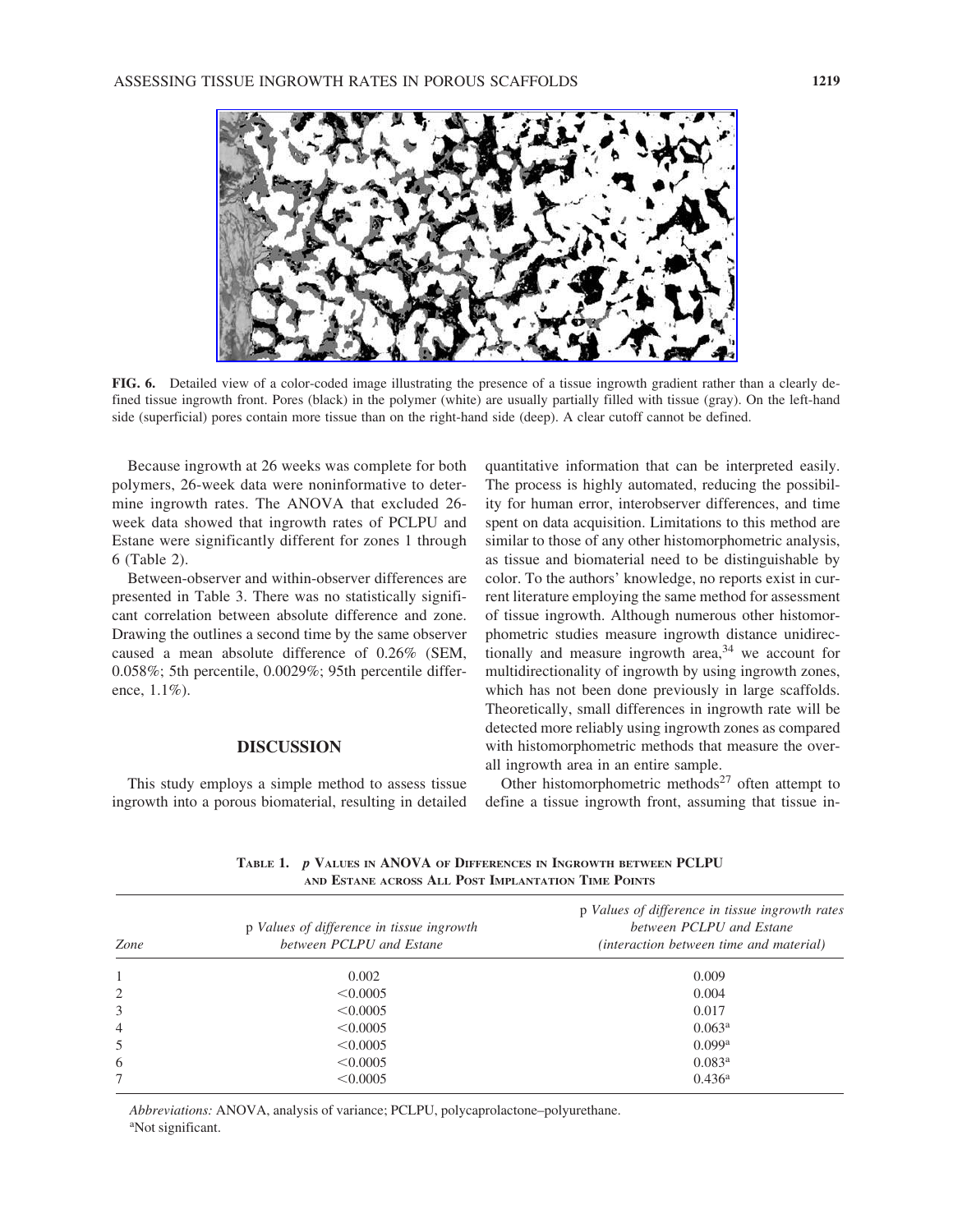**FIG. 6.** Detailed view of a color-coded image illustrating the presence of a tissue ingrowth gradient rather than a clearly defined tissue ingrowth front. Pores (black) in the polymer (white) are usually partially filled with tissue (gray). On the left-hand side (superficial) pores contain more tissue than on the right-hand side (deep). A clear cutoff cannot be defined.

Because ingrowth at 26 weeks was complete for both polymers, 26-week data were noninformative to determine ingrowth rates. The ANOVA that excluded 26-week data showed that ingrowth rates of PCLPU and Estane were significantly different for zones 1 through 6 (Table 2).

Between-observer and within-observer differences are presented in Table 3. There was no statistically significant correlation between absolute difference and zone. Drawing the outlines a second time by the same observer caused a mean absolute difference of 0.26% (SEM, 0.058%; 5th percentile, 0.0029%; 95th percentile difference, 1.1%).

## DISCUSSION

This study employs a simple method to assess tissue ingrowth into a porous biomaterial, resulting in detailed quantitative information that can be interpreted easily. The process is highly automated, reducing the possibility for human error, interobserver differences, and time spent on data acquisition. Limitations to this method are similar to those of any other histomorphometric analysis, as tissue and biomaterial need to be distinguishable by color. To the authors' knowledge, no reports exist in current literature employing the same method for assessment of tissue ingrowth. Although numerous other histomorphometric studies measure ingrowth distance unidirectionally and measure ingrowth area,[34] we account for multidirectionality of ingrowth by using ingrowth zones, which has not been done previously in large scaffolds. Theoretically, small differences in ingrowth rate will be detected more reliably using ingrowth zones as compared with histomorphometric methods that measure the overall ingrowth area in an entire sample.

Other histomorphometric methods[27] often attempt to define a tissue ingrowth front, assuming that tissue in-

**TABLE 1. *p* VALUES IN ANOVA OF DIFFERENCES IN INGROWTH BETWEEN PCLPU AND ESTANE ACROSS ALL POST IMPLANTATION TIME POINTS**

| *Zone* | *p Values of difference in tissue ingrowth between PCLPU and Estane* | *p Values of difference in tissue ingrowth rates between PCLPU and Estane (interaction between time and material)* |
|---|---|---|
| 1 | 0.002 | 0.009 |
| 2 | <0.0005 | 0.004 |
| 3 | <0.0005 | 0.017 |
| 4 | <0.0005 | 0.063[a] |
| 5 | <0.0005 | 0.099[a] |
| 6 | <0.0005 | 0.083[a] |
| 7 | <0.0005 | 0.436[a] |

*Abbreviations:* ANOVA, analysis of variance; PCLPU, polycaprolactone–polyurethane.
[a]Not significant.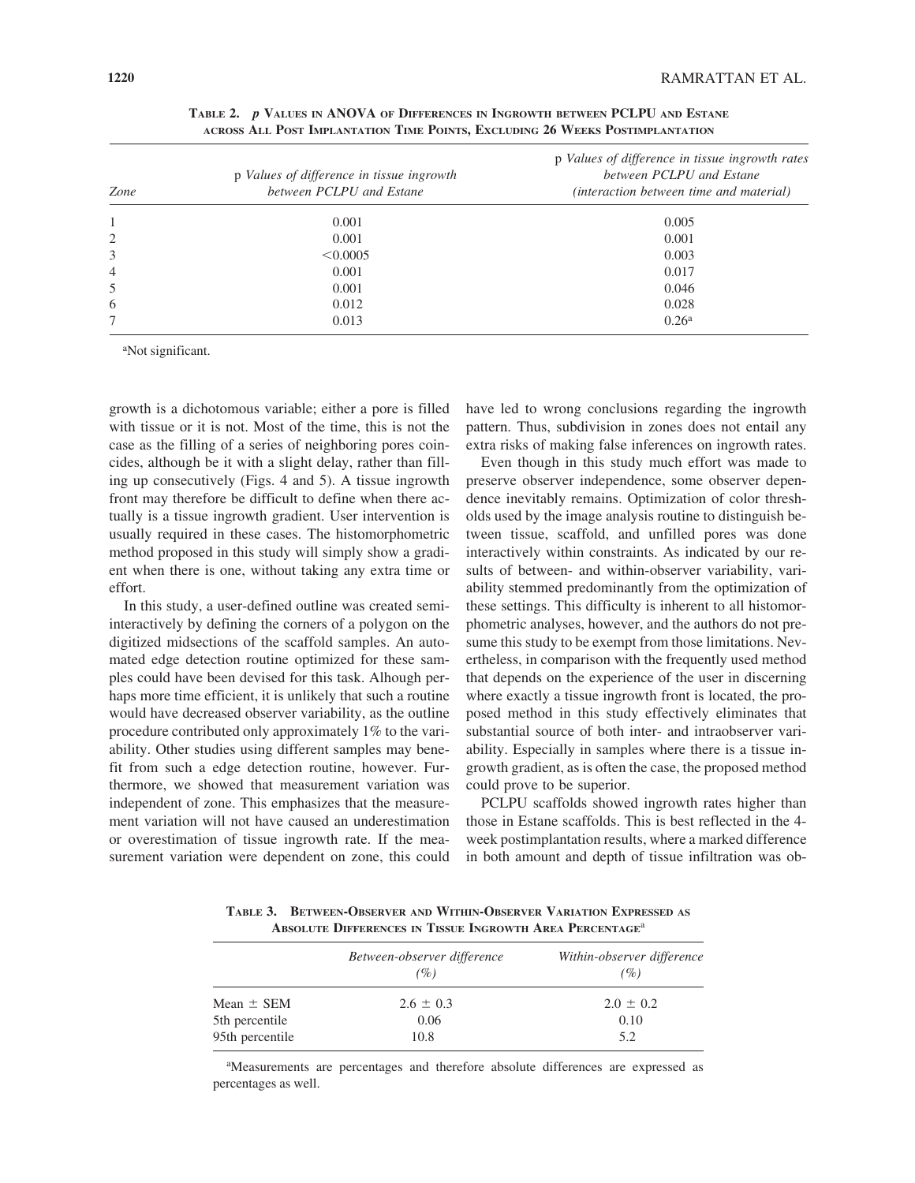**TABLE 2. *p* VALUES IN ANOVA OF DIFFERENCES IN INGROWTH BETWEEN PCLPU AND ESTANE ACROSS ALL POST IMPLANTATION TIME POINTS, EXCLUDING 26 WEEKS POSTIMPLANTATION**

| *Zone* | p *Values of difference in tissue ingrowth between PCLPU and Estane* | p *Values of difference in tissue ingrowth rates between PCLPU and Estane (interaction between time and material)* |
|---|---|---|
| 1 | 0.001 | 0.005 |
| 2 | 0.001 | 0.001 |
| 3 | <0.0005 | 0.003 |
| 4 | 0.001 | 0.017 |
| 5 | 0.001 | 0.046 |
| 6 | 0.012 | 0.028 |
| 7 | 0.013 | 0.26[a] |

[a]Not significant.

growth is a dichotomous variable; either a pore is filled with tissue or it is not. Most of the time, this is not the case as the filling of a series of neighboring pores coincides, although be it with a slight delay, rather than filling up consecutively (Figs. 4 and 5). A tissue ingrowth front may therefore be difficult to define when there actually is a tissue ingrowth gradient. User intervention is usually required in these cases. The histomorphometric method proposed in this study will simply show a gradient when there is one, without taking any extra time or effort.

In this study, a user-defined outline was created semi-interactively by defining the corners of a polygon on the digitized midsections of the scaffold samples. An automated edge detection routine optimized for these samples could have been devised for this task. Although perhaps more time efficient, it is unlikely that such a routine would have decreased observer variability, as the outline procedure contributed only approximately 1% to the variability. Other studies using different samples may benefit from such a edge detection routine, however. Furthermore, we showed that measurement variation was independent of zone. This emphasizes that the measurement variation will not have caused an underestimation or overestimation of tissue ingrowth rate. If the measurement variation were dependent on zone, this could have led to wrong conclusions regarding the ingrowth pattern. Thus, subdivision in zones does not entail any extra risks of making false inferences on ingrowth rates.

Even though in this study much effort was made to preserve observer independence, some observer dependence inevitably remains. Optimization of color thresholds used by the image analysis routine to distinguish between tissue, scaffold, and unfilled pores was done interactively within constraints. As indicated by our results of between- and within-observer variability, variability stemmed predominantly from the optimization of these settings. This difficulty is inherent to all histomorphometric analyses, however, and the authors do not presume this study to be exempt from those limitations. Nevertheless, in comparison with the frequently used method that depends on the experience of the user in discerning where exactly a tissue ingrowth front is located, the proposed method in this study effectively eliminates that substantial source of both inter- and intraobserver variability. Especially in samples where there is a tissue ingrowth gradient, as is often the case, the proposed method could prove to be superior.

PCLPU scaffolds showed ingrowth rates higher than those in Estane scaffolds. This is best reflected in the 4-week postimplantation results, where a marked difference in both amount and depth of tissue infiltration was ob-

**TABLE 3. BETWEEN-OBSERVER AND WITHIN-OBSERVER VARIATION EXPRESSED AS ABSOLUTE DIFFERENCES IN TISSUE INGROWTH AREA PERCENTAGE[a]**

| | *Between-observer difference (%)* | *Within-observer difference (%)* |
|---|---|---|
| Mean ± SEM | 2.6 ± 0.3 | 2.0 ± 0.2 |
| 5th percentile | 0.06 | 0.10 |
| 95th percentile | 10.8 | 5.2 |

[a]Measurements are percentages and therefore absolute differences are expressed as percentages as well.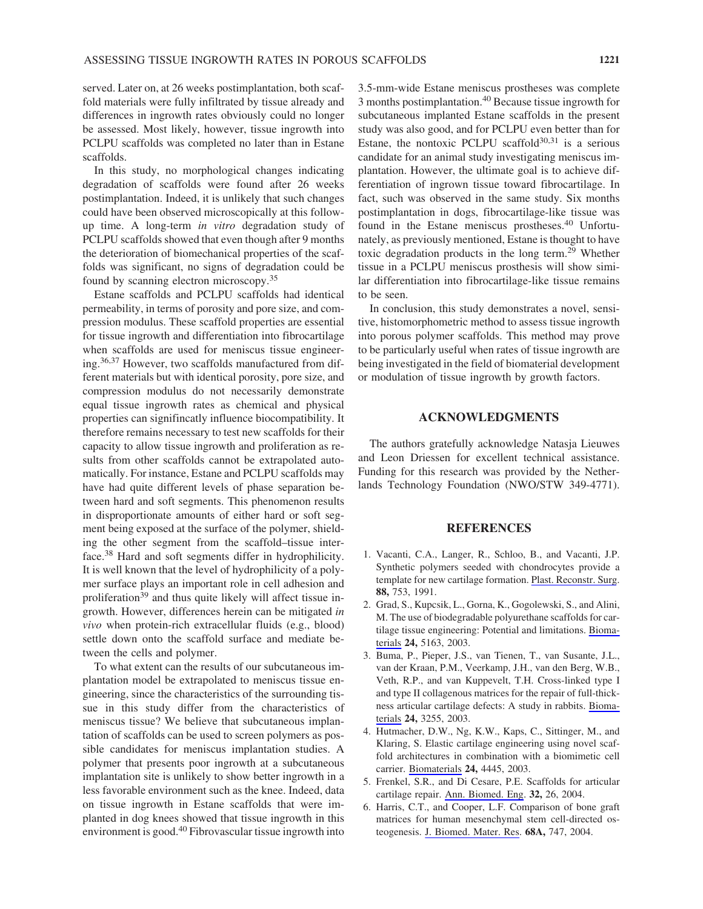served. Later on, at 26 weeks postimplantation, both scaffold materials were fully infiltrated by tissue already and differences in ingrowth rates obviously could no longer be assessed. Most likely, however, tissue ingrowth into PCLPU scaffolds was completed no later than in Estane scaffolds.

In this study, no morphological changes indicating degradation of scaffolds were found after 26 weeks postimplantation. Indeed, it is unlikely that such changes could have been observed microscopically at this follow-up time. A long-term *in vitro* degradation study of PCLPU scaffolds showed that even though after 9 months the deterioration of biomechanical properties of the scaffolds was significant, no signs of degradation could be found by scanning electron microscopy.[35]

Estane scaffolds and PCLPU scaffolds had identical permeability, in terms of porosity and pore size, and compression modulus. These scaffold properties are essential for tissue ingrowth and differentiation into fibrocartilage when scaffolds are used for meniscus tissue engineering.[36,37] However, two scaffolds manufactured from different materials but with identical porosity, pore size, and compression modulus do not necessarily demonstrate equal tissue ingrowth rates as chemical and physical properties can signifincatly influence biocompatibility. It therefore remains necessary to test new scaffolds for their capacity to allow tissue ingrowth and proliferation as results from other scaffolds cannot be extrapolated automatically. For instance, Estane and PCLPU scaffolds may have had quite different levels of phase separation between hard and soft segments. This phenomenon results in disproportionate amounts of either hard or soft segment being exposed at the surface of the polymer, shielding the other segment from the scaffold–tissue interface.[38] Hard and soft segments differ in hydrophilicity. It is well known that the level of hydrophilicity of a polymer surface plays an important role in cell adhesion and proliferation[39] and thus quite likely will affect tissue ingrowth. However, differences herein can be mitigated *in vivo* when protein-rich extracellular fluids (e.g., blood) settle down onto the scaffold surface and mediate between the cells and polymer.

To what extent can the results of our subcutaneous implantation model be extrapolated to meniscus tissue engineering, since the characteristics of the surrounding tissue in this study differ from the characteristics of meniscus tissue? We believe that subcutaneous implantation of scaffolds can be used to screen polymers as possible candidates for meniscus implantation studies. A polymer that presents poor ingrowth at a subcutaneous implantation site is unlikely to show better ingrowth in a less favorable environment such as the knee. Indeed, data on tissue ingrowth in Estane scaffolds that were implanted in dog knees showed that tissue ingrowth in this environment is good.[40] Fibrovascular tissue ingrowth into 3.5-mm-wide Estane meniscus prostheses was complete 3 months postimplantation.[40] Because tissue ingrowth for subcutaneous implanted Estane scaffolds in the present study was also good, and for PCLPU even better than for Estane, the nontoxic PCLPU scaffold[30,31] is a serious candidate for an animal study investigating meniscus implantation. However, the ultimate goal is to achieve differentiation of ingrown tissue toward fibrocartilage. In fact, such was observed in the same study. Six months postimplantation in dogs, fibrocartilage-like tissue was found in the Estane meniscus prostheses.[40] Unfortunately, as previously mentioned, Estane is thought to have toxic degradation products in the long term.[29] Whether tissue in a PCLPU meniscus prosthesis will show similar differentiation into fibrocartilage-like tissue remains to be seen.

In conclusion, this study demonstrates a novel, sensitive, histomorphometric method to assess tissue ingrowth into porous polymer scaffolds. This method may prove to be particularly useful when rates of tissue ingrowth are being investigated in the field of biomaterial development or modulation of tissue ingrowth by growth factors.

## ACKNOWLEDGMENTS

The authors gratefully acknowledge Natasja Lieuwes and Leon Driessen for excellent technical assistance. Funding for this research was provided by the Netherlands Technology Foundation (NWO/STW 349-4771).

## REFERENCES

1. Vacanti, C.A., Langer, R., Schloo, B., and Vacanti, J.P. Synthetic polymers seeded with chondrocytes provide a template for new cartilage formation. Plast. Reconstr. Surg. **88,** 753, 1991.
2. Grad, S., Kupcsik, L., Gorna, K., Gogolewski, S., and Alini, M. The use of biodegradable polyurethane scaffolds for cartilage tissue engineering: Potential and limitations. Biomaterials **24,** 5163, 2003.
3. Buma, P., Pieper, J.S., van Tienen, T., van Susante, J.L., van der Kraan, P.M., Veerkamp, J.H., van den Berg, W.B., Veth, R.P., and van Kuppevelt, T.H. Cross-linked type I and type II collagenous matrices for the repair of full-thickness articular cartilage defects: A study in rabbits. Biomaterials **24,** 3255, 2003.
4. Hutmacher, D.W., Ng, K.W., Kaps, C., Sittinger, M., and Klaring, S. Elastic cartilage engineering using novel scaffold architectures in combination with a biomimetic cell carrier. Biomaterials **24,** 4445, 2003.
5. Frenkel, S.R., and Di Cesare, P.E. Scaffolds for articular cartilage repair. Ann. Biomed. Eng. **32,** 26, 2004.
6. Harris, C.T., and Cooper, L.F. Comparison of bone graft matrices for human mesenchymal stem cell-directed osteogenesis. J. Biomed. Mater. Res. **68A,** 747, 2004.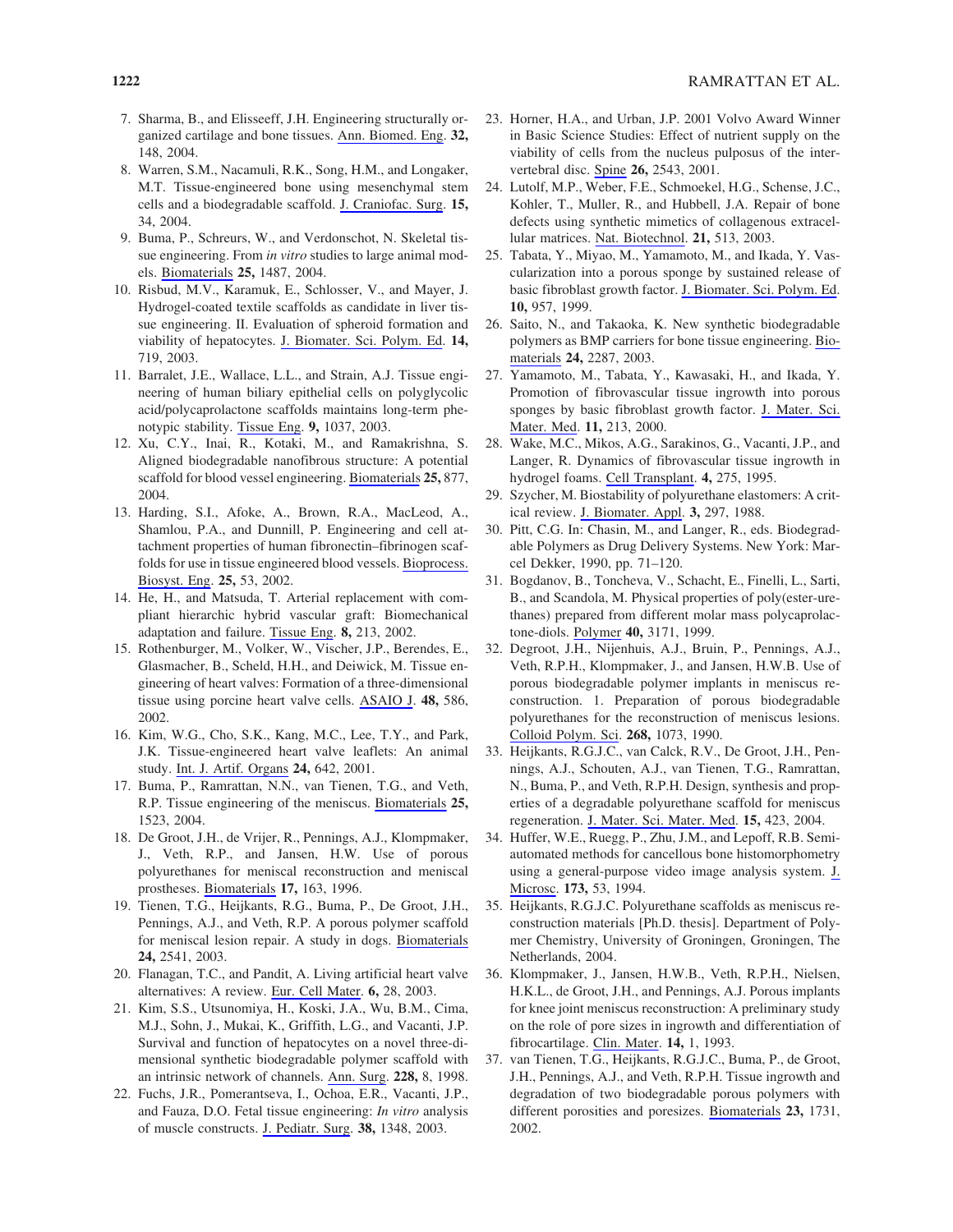7. Sharma, B., and Elisseeff, J.H. Engineering structurally organized cartilage and bone tissues. Ann. Biomed. Eng. **32,** 148, 2004.
8. Warren, S.M., Nacamuli, R.K., Song, H.M., and Longaker, M.T. Tissue-engineered bone using mesenchymal stem cells and a biodegradable scaffold. J. Craniofac. Surg. **15,** 34, 2004.
9. Buma, P., Schreurs, W., and Verdonschot, N. Skeletal tissue engineering. From *in vitro* studies to large animal models. Biomaterials **25,** 1487, 2004.
10. Risbud, M.V., Karamuk, E., Schlosser, V., and Mayer, J. Hydrogel-coated textile scaffolds as candidate in liver tissue engineering. II. Evaluation of spheroid formation and viability of hepatocytes. J. Biomater. Sci. Polym. Ed. **14,** 719, 2003.
11. Barralet, J.E., Wallace, L.L., and Strain, A.J. Tissue engineering of human biliary epithelial cells on polyglycolic acid/polycaprolactone scaffolds maintains long-term phenotypic stability. Tissue Eng. **9,** 1037, 2003.
12. Xu, C.Y., Inai, R., Kotaki, M., and Ramakrishna, S. Aligned biodegradable nanofibrous structure: A potential scaffold for blood vessel engineering. Biomaterials **25,** 877, 2004.
13. Harding, S.I., Afoke, A., Brown, R.A., MacLeod, A., Shamlou, P.A., and Dunnill, P. Engineering and cell attachment properties of human fibronectin–fibrinogen scaffolds for use in tissue engineered blood vessels. Bioprocess. Biosyst. Eng. **25,** 53, 2002.
14. He, H., and Matsuda, T. Arterial replacement with compliant hierarchic hybrid vascular graft: Biomechanical adaptation and failure. Tissue Eng. **8,** 213, 2002.
15. Rothenburger, M., Volker, W., Vischer, J.P., Berendes, E., Glasmacher, B., Scheld, H.H., and Deiwick, M. Tissue engineering of heart valves: Formation of a three-dimensional tissue using porcine heart valve cells. ASAIO J. **48,** 586, 2002.
16. Kim, W.G., Cho, S.K., Kang, M.C., Lee, T.Y., and Park, J.K. Tissue-engineered heart valve leaflets: An animal study. Int. J. Artif. Organs **24,** 642, 2001.
17. Buma, P., Ramrattan, N.N., van Tienen, T.G., and Veth, R.P. Tissue engineering of the meniscus. Biomaterials **25,** 1523, 2004.
18. De Groot, J.H., de Vrijer, R., Pennings, A.J., Klompmaker, J., Veth, R.P., and Jansen, H.W. Use of porous polyurethanes for meniscal reconstruction and meniscal prostheses. Biomaterials **17,** 163, 1996.
19. Tienen, T.G., Heijkants, R.G., Buma, P., De Groot, J.H., Pennings, A.J., and Veth, R.P. A porous polymer scaffold for meniscal lesion repair. A study in dogs. Biomaterials **24,** 2541, 2003.
20. Flanagan, T.C., and Pandit, A. Living artificial heart valve alternatives: A review. Eur. Cell Mater. **6,** 28, 2003.
21. Kim, S.S., Utsunomiya, H., Koski, J.A., Wu, B.M., Cima, M.J., Sohn, J., Mukai, K., Griffith, L.G., and Vacanti, J.P. Survival and function of hepatocytes on a novel three-dimensional synthetic biodegradable polymer scaffold with an intrinsic network of channels. Ann. Surg. **228,** 8, 1998.
22. Fuchs, J.R., Pomerantseva, I., Ochoa, E.R., Vacanti, J.P., and Fauza, D.O. Fetal tissue engineering: *In vitro* analysis of muscle constructs. J. Pediatr. Surg. **38,** 1348, 2003.
23. Horner, H.A., and Urban, J.P. 2001 Volvo Award Winner in Basic Science Studies: Effect of nutrient supply on the viability of cells from the nucleus pulposus of the intervertebral disc. Spine **26,** 2543, 2001.
24. Lutolf, M.P., Weber, F.E., Schmoekel, H.G., Schense, J.C., Kohler, T., Muller, R., and Hubbell, J.A. Repair of bone defects using synthetic mimetics of collagenous extracellular matrices. Nat. Biotechnol. **21,** 513, 2003.
25. Tabata, Y., Miyao, M., Yamamoto, M., and Ikada, Y. Vascularization into a porous sponge by sustained release of basic fibroblast growth factor. J. Biomater. Sci. Polym. Ed. **10,** 957, 1999.
26. Saito, N., and Takaoka, K. New synthetic biodegradable polymers as BMP carriers for bone tissue engineering. Biomaterials **24,** 2287, 2003.
27. Yamamoto, M., Tabata, Y., Kawasaki, H., and Ikada, Y. Promotion of fibrovascular tissue ingrowth into porous sponges by basic fibroblast growth factor. J. Mater. Sci. Mater. Med. **11,** 213, 2000.
28. Wake, M.C., Mikos, A.G., Sarakinos, G., Vacanti, J.P., and Langer, R. Dynamics of fibrovascular tissue ingrowth in hydrogel foams. Cell Transplant. **4,** 275, 1995.
29. Szycher, M. Biostability of polyurethane elastomers: A critical review. J. Biomater. Appl. **3,** 297, 1988.
30. Pitt, C.G. In: Chasin, M., and Langer, R., eds. Biodegradable Polymers as Drug Delivery Systems. New York: Marcel Dekker, 1990, pp. 71–120.
31. Bogdanov, B., Toncheva, V., Schacht, E., Finelli, L., Sarti, B., and Scandola, M. Physical properties of poly(ester-urethanes) prepared from different molar mass polycaprolactone-diols. Polymer **40,** 3171, 1999.
32. Degroot, J.H., Nijenhuis, A.J., Bruin, P., Pennings, A.J., Veth, R.P.H., Klompmaker, J., and Jansen, H.W.B. Use of porous biodegradable polymer implants in meniscus reconstruction. 1. Preparation of porous biodegradable polyurethanes for the reconstruction of meniscus lesions. Colloid Polym. Sci. **268,** 1073, 1990.
33. Heijkants, R.G.J.C., van Calck, R.V., De Groot, J.H., Pennings, A.J., Schouten, A.J., van Tienen, T.G., Ramrattan, N., Buma, P., and Veth, R.P.H. Design, synthesis and properties of a degradable polyurethane scaffold for meniscus regeneration. J. Mater. Sci. Mater. Med. **15,** 423, 2004.
34. Huffer, W.E., Ruegg, P., Zhu, J.M., and Lepoff, R.B. Semiautomated methods for cancellous bone histomorphometry using a general-purpose video image analysis system. J. Microsc. **173,** 53, 1994.
35. Heijkants, R.G.J.C. Polyurethane scaffolds as meniscus reconstruction materials [Ph.D. thesis]. Department of Polymer Chemistry, University of Groningen, Groningen, The Netherlands, 2004.
36. Klompmaker, J., Jansen, H.W.B., Veth, R.P.H., Nielsen, H.K.L., de Groot, J.H., and Pennings, A.J. Porous implants for knee joint meniscus reconstruction: A preliminary study on the role of pore sizes in ingrowth and differentiation of fibrocartilage. Clin. Mater. **14,** 1, 1993.
37. van Tienen, T.G., Heijkants, R.G.J.C., Buma, P., de Groot, J.H., Pennings, A.J., and Veth, R.P.H. Tissue ingrowth and degradation of two biodegradable porous polymers with different porosities and poresizes. Biomaterials **23,** 1731, 2002.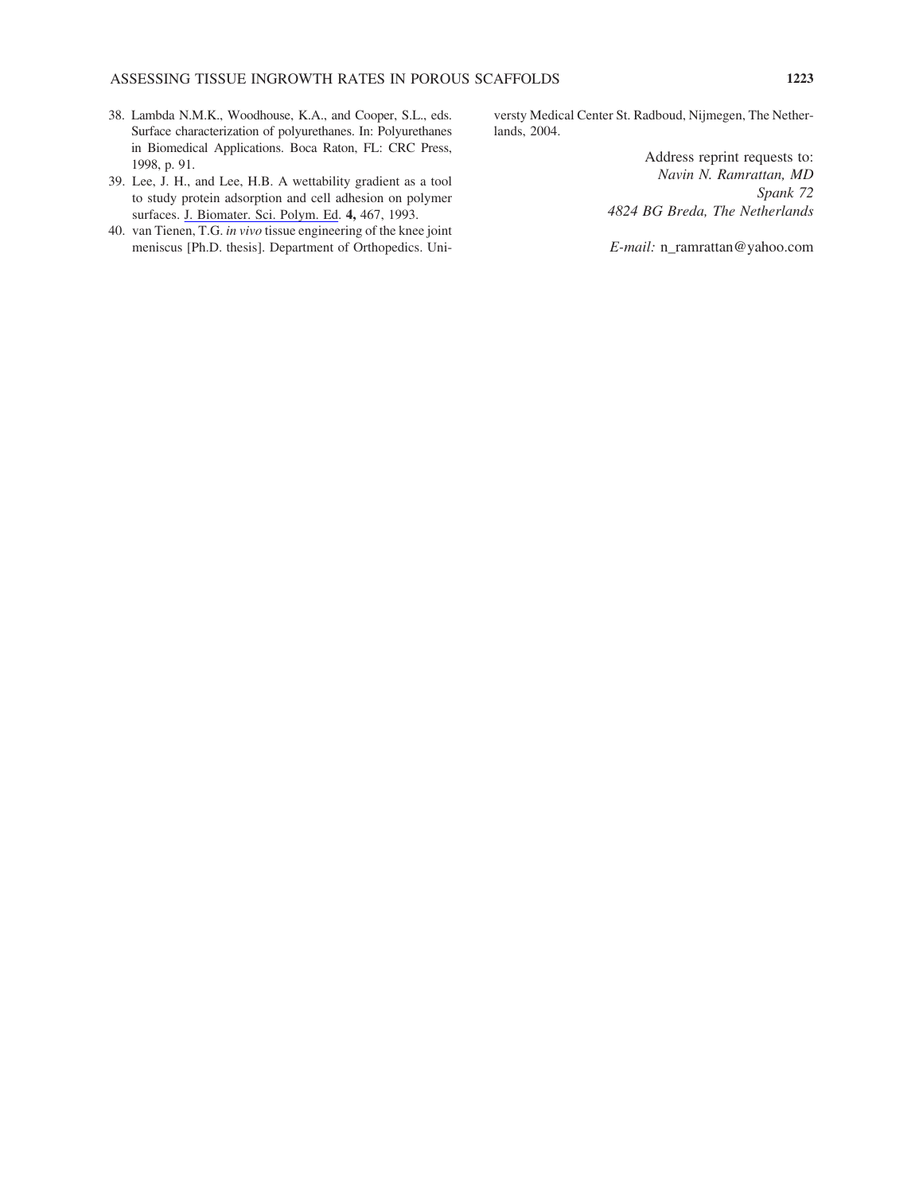38. Lambda N.M.K., Woodhouse, K.A., and Cooper, S.L., eds. Surface characterization of polyurethanes. In: Polyurethanes in Biomedical Applications. Boca Raton, FL: CRC Press, 1998, p. 91.
39. Lee, J. H., and Lee, H.B. A wettability gradient as a tool to study protein adsorption and cell adhesion on polymer surfaces. J. Biomater. Sci. Polym. Ed. **4,** 467, 1993.
40. van Tienen, T.G. *in vivo* tissue engineering of the knee joint meniscus [Ph.D. thesis]. Department of Orthopedics. Universty Medical Center St. Radboud, Nijmegen, The Netherlands, 2004.

Address reprint requests to:
*Navin N. Ramrattan, MD*
*Spank 72*
*4824 BG Breda, The Netherlands*

*E-mail:* n_ramrattan@yahoo.com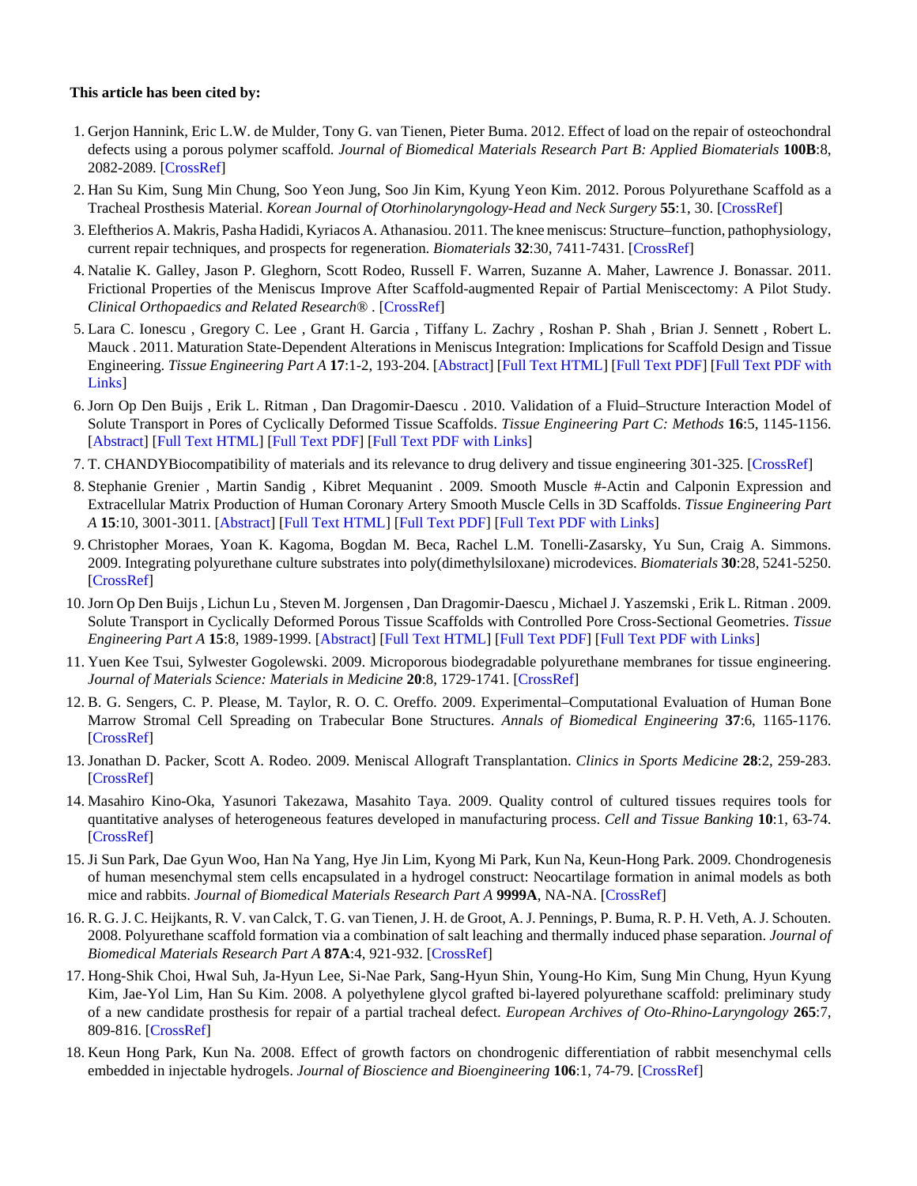**This article has been cited by:**

1. Gerjon Hannink, Eric L.W. de Mulder, Tony G. van Tienen, Pieter Buma. 2012. Effect of load on the repair of osteochondral defects using a porous polymer scaffold. *Journal of Biomedical Materials Research Part B: Applied Biomaterials* **100B**:8, 2082-2089. [CrossRef]
2. Han Su Kim, Sung Min Chung, Soo Yeon Jung, Soo Jin Kim, Kyung Yeon Kim. 2012. Porous Polyurethane Scaffold as a Tracheal Prosthesis Material. *Korean Journal of Otorhinolaryngology-Head and Neck Surgery* **55**:1, 30. [CrossRef]
3. Eleftherios A. Makris, Pasha Hadidi, Kyriacos A. Athanasiou. 2011. The knee meniscus: Structure–function, pathophysiology, current repair techniques, and prospects for regeneration. *Biomaterials* **32**:30, 7411-7431. [CrossRef]
4. Natalie K. Galley, Jason P. Gleghorn, Scott Rodeo, Russell F. Warren, Suzanne A. Maher, Lawrence J. Bonassar. 2011. Frictional Properties of the Meniscus Improve After Scaffold-augmented Repair of Partial Meniscectomy: A Pilot Study. *Clinical Orthopaedics and Related Research®* . [CrossRef]
5. Lara C. Ionescu , Gregory C. Lee , Grant H. Garcia , Tiffany L. Zachry , Roshan P. Shah , Brian J. Sennett , Robert L. Mauck . 2011. Maturation State-Dependent Alterations in Meniscus Integration: Implications for Scaffold Design and Tissue Engineering. *Tissue Engineering Part A* **17**:1-2, 193-204. [Abstract] [Full Text HTML] [Full Text PDF] [Full Text PDF with Links]
6. Jorn Op Den Buijs , Erik L. Ritman , Dan Dragomir-Daescu . 2010. Validation of a Fluid–Structure Interaction Model of Solute Transport in Pores of Cyclically Deformed Tissue Scaffolds. *Tissue Engineering Part C: Methods* **16**:5, 1145-1156. [Abstract] [Full Text HTML] [Full Text PDF] [Full Text PDF with Links]
7. T. CHANDYBiocompatibility of materials and its relevance to drug delivery and tissue engineering 301-325. [CrossRef]
8. Stephanie Grenier , Martin Sandig , Kibret Mequanint . 2009. Smooth Muscle #-Actin and Calponin Expression and Extracellular Matrix Production of Human Coronary Artery Smooth Muscle Cells in 3D Scaffolds. *Tissue Engineering Part A* **15**:10, 3001-3011. [Abstract] [Full Text HTML] [Full Text PDF] [Full Text PDF with Links]
9. Christopher Moraes, Yoan K. Kagoma, Bogdan M. Beca, Rachel L.M. Tonelli-Zasarsky, Yu Sun, Craig A. Simmons. 2009. Integrating polyurethane culture substrates into poly(dimethylsiloxane) microdevices. *Biomaterials* **30**:28, 5241-5250. [CrossRef]
10. Jorn Op Den Buijs , Lichun Lu , Steven M. Jorgensen , Dan Dragomir-Daescu , Michael J. Yaszemski , Erik L. Ritman . 2009. Solute Transport in Cyclically Deformed Porous Tissue Scaffolds with Controlled Pore Cross-Sectional Geometries. *Tissue Engineering Part A* **15**:8, 1989-1999. [Abstract] [Full Text HTML] [Full Text PDF] [Full Text PDF with Links]
11. Yuen Kee Tsui, Sylwester Gogolewski. 2009. Microporous biodegradable polyurethane membranes for tissue engineering. *Journal of Materials Science: Materials in Medicine* **20**:8, 1729-1741. [CrossRef]
12. B. G. Sengers, C. P. Please, M. Taylor, R. O. C. Oreffo. 2009. Experimental–Computational Evaluation of Human Bone Marrow Stromal Cell Spreading on Trabecular Bone Structures. *Annals of Biomedical Engineering* **37**:6, 1165-1176. [CrossRef]
13. Jonathan D. Packer, Scott A. Rodeo. 2009. Meniscal Allograft Transplantation. *Clinics in Sports Medicine* **28**:2, 259-283. [CrossRef]
14. Masahiro Kino-Oka, Yasunori Takezawa, Masahito Taya. 2009. Quality control of cultured tissues requires tools for quantitative analyses of heterogeneous features developed in manufacturing process. *Cell and Tissue Banking* **10**:1, 63-74. [CrossRef]
15. Ji Sun Park, Dae Gyun Woo, Han Na Yang, Hye Jin Lim, Kyong Mi Park, Kun Na, Keun-Hong Park. 2009. Chondrogenesis of human mesenchymal stem cells encapsulated in a hydrogel construct: Neocartilage formation in animal models as both mice and rabbits. *Journal of Biomedical Materials Research Part A* **9999A**, NA-NA. [CrossRef]
16. R. G. J. C. Heijkants, R. V. van Calck, T. G. van Tienen, J. H. de Groot, A. J. Pennings, P. Buma, R. P. H. Veth, A. J. Schouten. 2008. Polyurethane scaffold formation via a combination of salt leaching and thermally induced phase separation. *Journal of Biomedical Materials Research Part A* **87A**:4, 921-932. [CrossRef]
17. Hong-Shik Choi, Hwal Suh, Ja-Hyun Lee, Si-Nae Park, Sang-Hyun Shin, Young-Ho Kim, Sung Min Chung, Hyun Kyung Kim, Jae-Yol Lim, Han Su Kim. 2008. A polyethylene glycol grafted bi-layered polyurethane scaffold: preliminary study of a new candidate prosthesis for repair of a partial tracheal defect. *European Archives of Oto-Rhino-Laryngology* **265**:7, 809-816. [CrossRef]
18. Keun Hong Park, Kun Na. 2008. Effect of growth factors on chondrogenic differentiation of rabbit mesenchymal cells embedded in injectable hydrogels. *Journal of Bioscience and Bioengineering* **106**:1, 74-79. [CrossRef]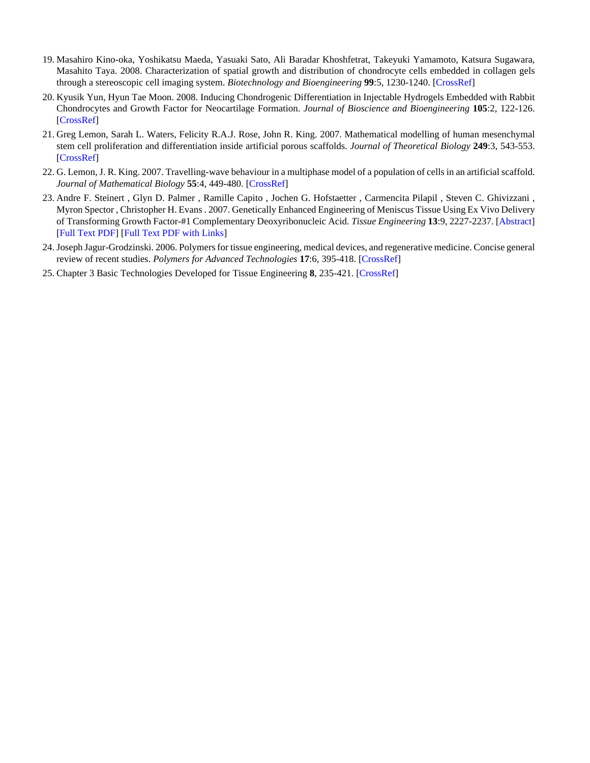19. Masahiro Kino-oka, Yoshikatsu Maeda, Yasuaki Sato, Ali Baradar Khoshfetrat, Takeyuki Yamamoto, Katsura Sugawara, Masahito Taya. 2008. Characterization of spatial growth and distribution of chondrocyte cells embedded in collagen gels through a stereoscopic cell imaging system. *Biotechnology and Bioengineering* **99**:5, 1230-1240. [CrossRef]
20. Kyusik Yun, Hyun Tae Moon. 2008. Inducing Chondrogenic Differentiation in Injectable Hydrogels Embedded with Rabbit Chondrocytes and Growth Factor for Neocartilage Formation. *Journal of Bioscience and Bioengineering* **105**:2, 122-126. [CrossRef]
21. Greg Lemon, Sarah L. Waters, Felicity R.A.J. Rose, John R. King. 2007. Mathematical modelling of human mesenchymal stem cell proliferation and differentiation inside artificial porous scaffolds. *Journal of Theoretical Biology* **249**:3, 543-553. [CrossRef]
22. G. Lemon, J. R. King. 2007. Travelling-wave behaviour in a multiphase model of a population of cells in an artificial scaffold. *Journal of Mathematical Biology* **55**:4, 449-480. [CrossRef]
23. Andre F. Steinert , Glyn D. Palmer , Ramille Capito , Jochen G. Hofstaetter , Carmencita Pilapil , Steven C. Ghivizzani , Myron Spector , Christopher H. Evans . 2007. Genetically Enhanced Engineering of Meniscus Tissue Using Ex Vivo Delivery of Transforming Growth Factor-#1 Complementary Deoxyribonucleic Acid. *Tissue Engineering* **13**:9, 2227-2237. [Abstract] [Full Text PDF] [Full Text PDF with Links]
24. Joseph Jagur-Grodzinski. 2006. Polymers for tissue engineering, medical devices, and regenerative medicine. Concise general review of recent studies. *Polymers for Advanced Technologies* **17**:6, 395-418. [CrossRef]
25. Chapter 3 Basic Technologies Developed for Tissue Engineering **8**, 235-421. [CrossRef]